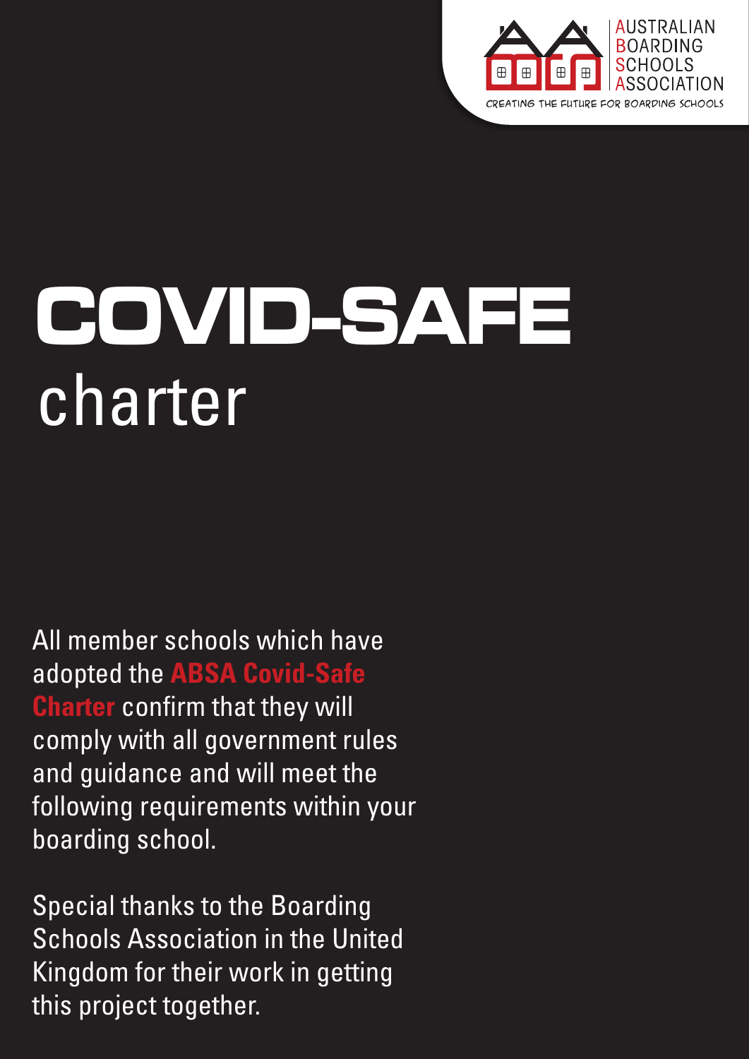AUSTRALIAN BOARDING SCHOOLS ASSOCIATION

CREATING THE FUTURE FOR BOARDING SCHOOLS

# COVID-SAFE charter

All member schools which have adopted the **ABSA Covid-Safe Charter** confirm that they will comply with all government rules and guidance and will meet the following requirements within your boarding school.

Special thanks to the Boarding Schools Association in the United Kingdom for their work in getting this project together.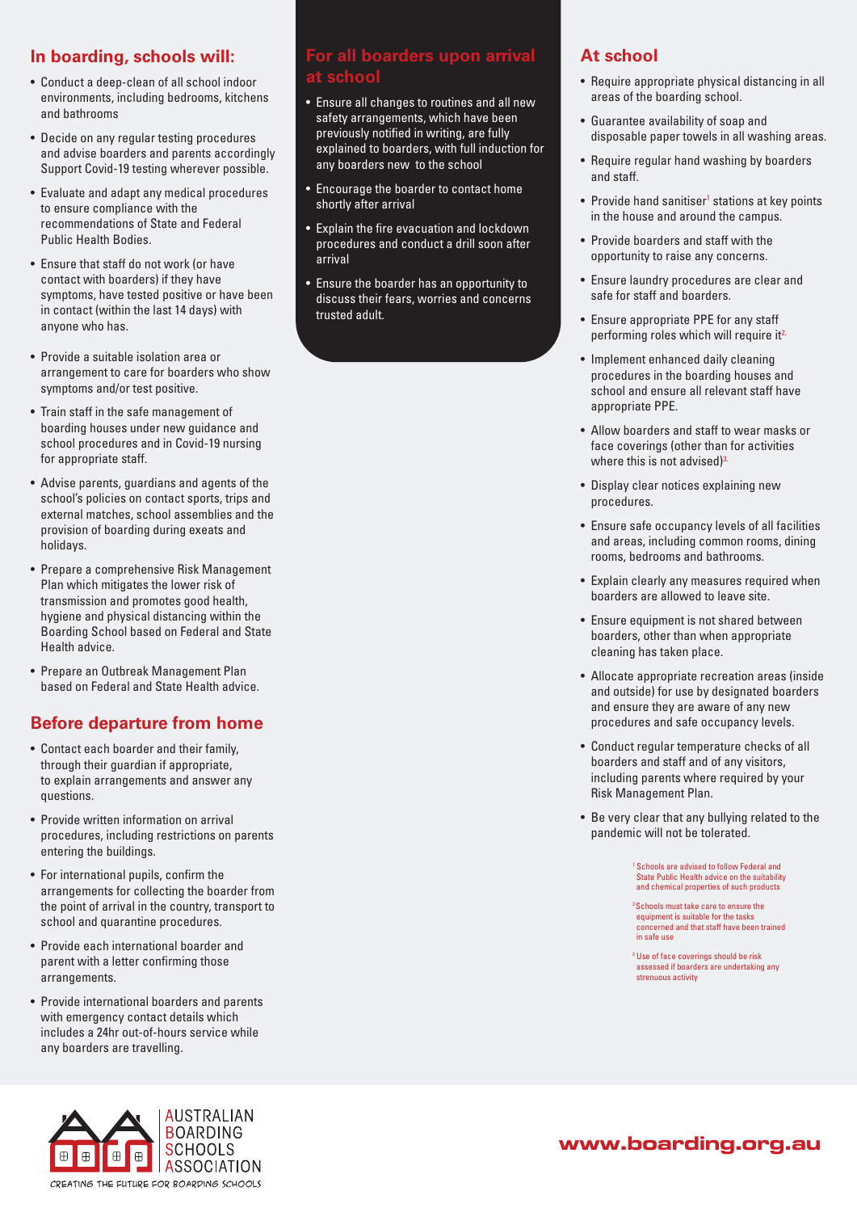## In boarding, schools will:

- Conduct a deep-clean of all school indoor environments, including bedrooms, kitchens and bathrooms
- Decide on any regular testing procedures and advise boarders and parents accordingly Support Covid-19 testing wherever possible.
- Evaluate and adapt any medical procedures to ensure compliance with the recommendations of State and Federal Public Health Bodies.
- Ensure that staff do not work (or have contact with boarders) if they have symptoms, have tested positive or have been in contact (within the last 14 days) with anyone who has.
- Provide a suitable isolation area or arrangement to care for boarders who show symptoms and/or test positive.
- Train staff in the safe management of boarding houses under new guidance and school procedures and in Covid-19 nursing for appropriate staff.
- Advise parents, guardians and agents of the school's policies on contact sports, trips and external matches, school assemblies and the provision of boarding during exeats and holidays.
- Prepare a comprehensive Risk Management Plan which mitigates the lower risk of transmission and promotes good health, hygiene and physical distancing within the Boarding School based on Federal and State Health advice.
- Prepare an Outbreak Management Plan based on Federal and State Health advice.

## Before departure from home

- Contact each boarder and their family, through their guardian if appropriate, to explain arrangements and answer any questions.
- Provide written information on arrival procedures, including restrictions on parents entering the buildings.
- For international pupils, confirm the arrangements for collecting the boarder from the point of arrival in the country, transport to school and quarantine procedures.
- Provide each international boarder and parent with a letter confirming those arrangements.
- Provide international boarders and parents with emergency contact details which includes a 24hr out-of-hours service while any boarders are travelling.

## For all boarders upon arrival at school

- Ensure all changes to routines and all new safety arrangements, which have been previously notified in writing, are fully explained to boarders, with full induction for any boarders new to the school
- Encourage the boarder to contact home shortly after arrival
- Explain the fire evacuation and lockdown procedures and conduct a drill soon after arrival
- Ensure the boarder has an opportunity to discuss their fears, worries and concerns trusted adult.

## At school

- Require appropriate physical distancing in all areas of the boarding school.
- Guarantee availability of soap and disposable paper towels in all washing areas.
- Require regular hand washing by boarders and staff.
- Provide hand sanitiser[1] stations at key points in the house and around the campus.
- Provide boarders and staff with the opportunity to raise any concerns.
- Ensure laundry procedures are clear and safe for staff and boarders.
- Ensure appropriate PPE for any staff performing roles which will require it[2].
- Implement enhanced daily cleaning procedures in the boarding houses and school and ensure all relevant staff have appropriate PPE.
- Allow boarders and staff to wear masks or face coverings (other than for activities where this is not advised)[3].
- Display clear notices explaining new procedures.
- Ensure safe occupancy levels of all facilities and areas, including common rooms, dining rooms, bedrooms and bathrooms.
- Explain clearly any measures required when boarders are allowed to leave site.
- Ensure equipment is not shared between boarders, other than when appropriate cleaning has taken place.
- Allocate appropriate recreation areas (inside and outside) for use by designated boarders and ensure they are aware of any new procedures and safe occupancy levels.
- Conduct regular temperature checks of all boarders and staff and of any visitors, including parents where required by your Risk Management Plan.
- Be very clear that any bullying related to the pandemic will not be tolerated.

[1] Schools are advised to follow Federal and State Public Health advice on the suitability and chemical properties of such products

[2] Schools must take care to ensure the equipment is suitable for the tasks concerned and that staff have been trained in safe use

[3] Use of face coverings should be risk assessed if boarders are undertaking any strenuous activity

AUSTRALIAN BOARDING SCHOOLS ASSOCIATION

CREATING THE FUTURE FOR BOARDING SCHOOLS

www.boarding.org.au